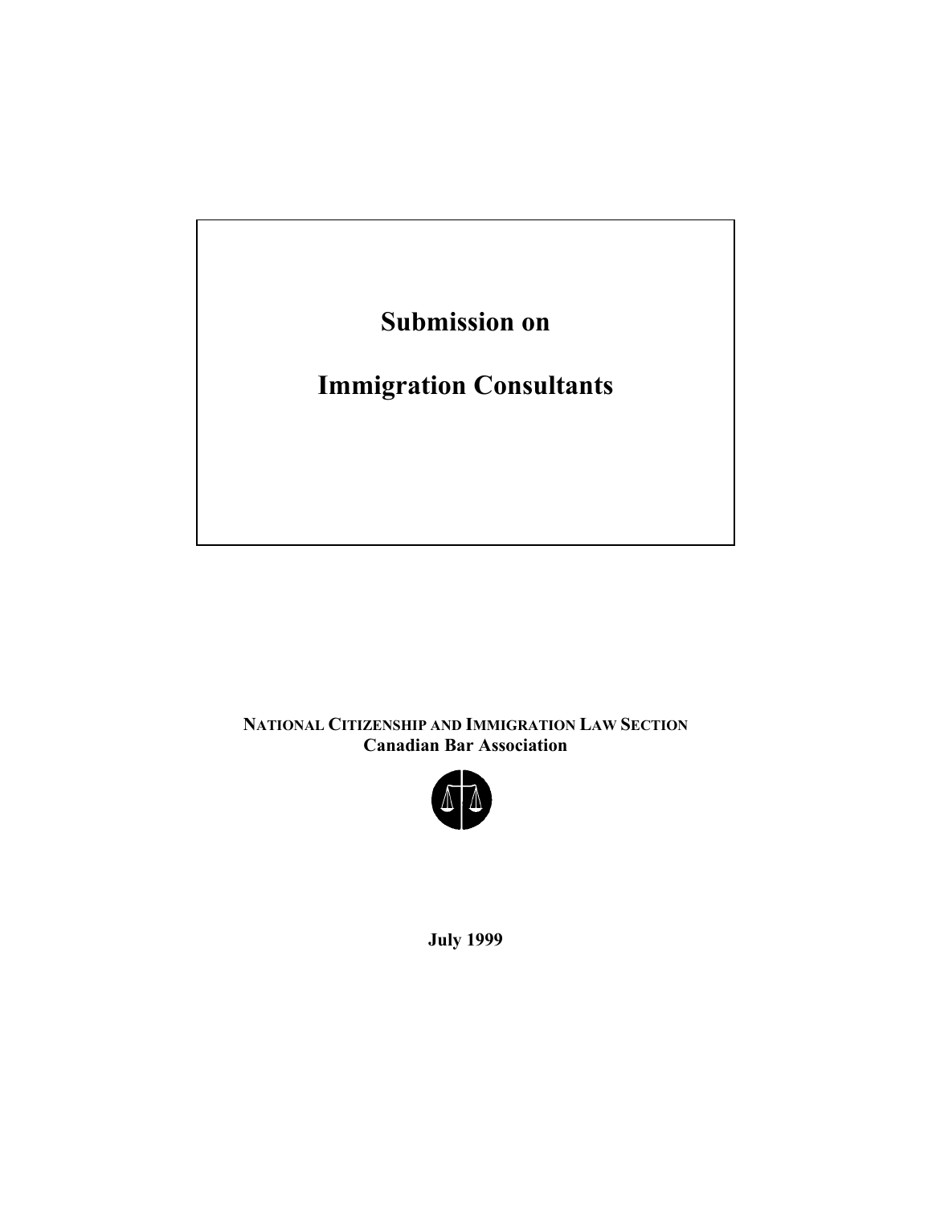# Submission on

# Immigration Consultants

**NATIONAL CITIZENSHIP AND IMMIGRATION LAW SECTION**
**Canadian Bar Association**

**July 1999**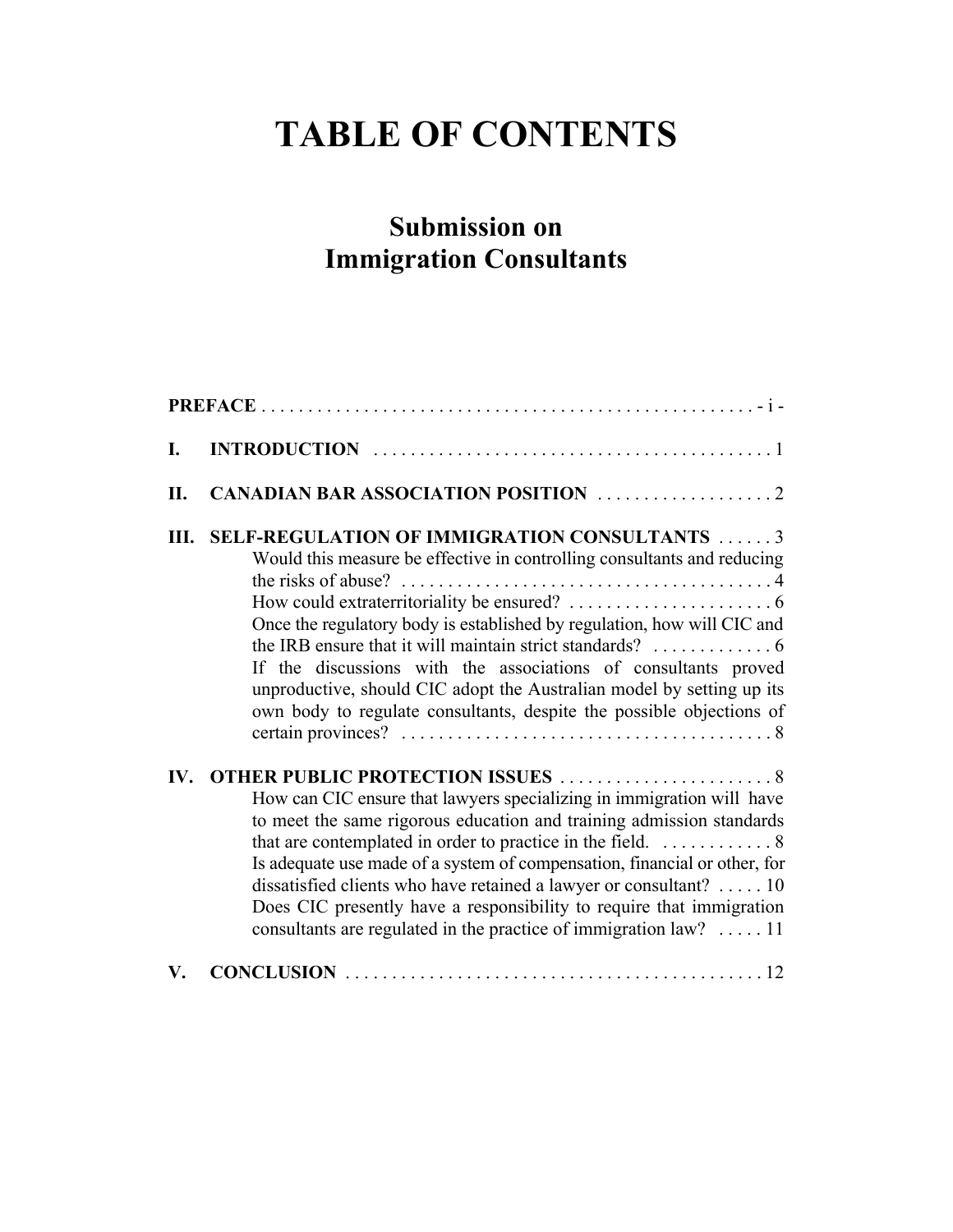# TABLE OF CONTENTS

## Submission on Immigration Consultants

**PREFACE** . . . . . . . . . . . . . . . . . . . . . . . . . . . . . . . . . . . . . . . . . . . . . . . . . . . . - i -

**I. INTRODUCTION** . . . . . . . . . . . . . . . . . . . . . . . . . . . . . . . . . . . . . . . . . . . 1

**II. CANADIAN BAR ASSOCIATION POSITION** . . . . . . . . . . . . . . . . . . . 2

**III. SELF-REGULATION OF IMMIGRATION CONSULTANTS** . . . . . . 3

- Would this measure be effective in controlling consultants and reducing the risks of abuse? . . . . . . . . . . . . . . . . . . . . . . . . . . . . . . . . . . . . . . . . 4
- How could extraterritoriality be ensured? . . . . . . . . . . . . . . . . . . . . . . 6
- Once the regulatory body is established by regulation, how will CIC and the IRB ensure that it will maintain strict standards? . . . . . . . . . . . . . 6
- If the discussions with the associations of consultants proved unproductive, should CIC adopt the Australian model by setting up its own body to regulate consultants, despite the possible objections of certain provinces? . . . . . . . . . . . . . . . . . . . . . . . . . . . . . . . . . . . . . . . . 8

**IV. OTHER PUBLIC PROTECTION ISSUES** . . . . . . . . . . . . . . . . . . . . . . . 8

- How can CIC ensure that lawyers specializing in immigration will have to meet the same rigorous education and training admission standards that are contemplated in order to practice in the field. . . . . . . . . . . . . 8
- Is adequate use made of a system of compensation, financial or other, for dissatisfied clients who have retained a lawyer or consultant? . . . . . 10
- Does CIC presently have a responsibility to require that immigration consultants are regulated in the practice of immigration law? . . . . . 11

**V. CONCLUSION** . . . . . . . . . . . . . . . . . . . . . . . . . . . . . . . . . . . . . . . . . . . . . 12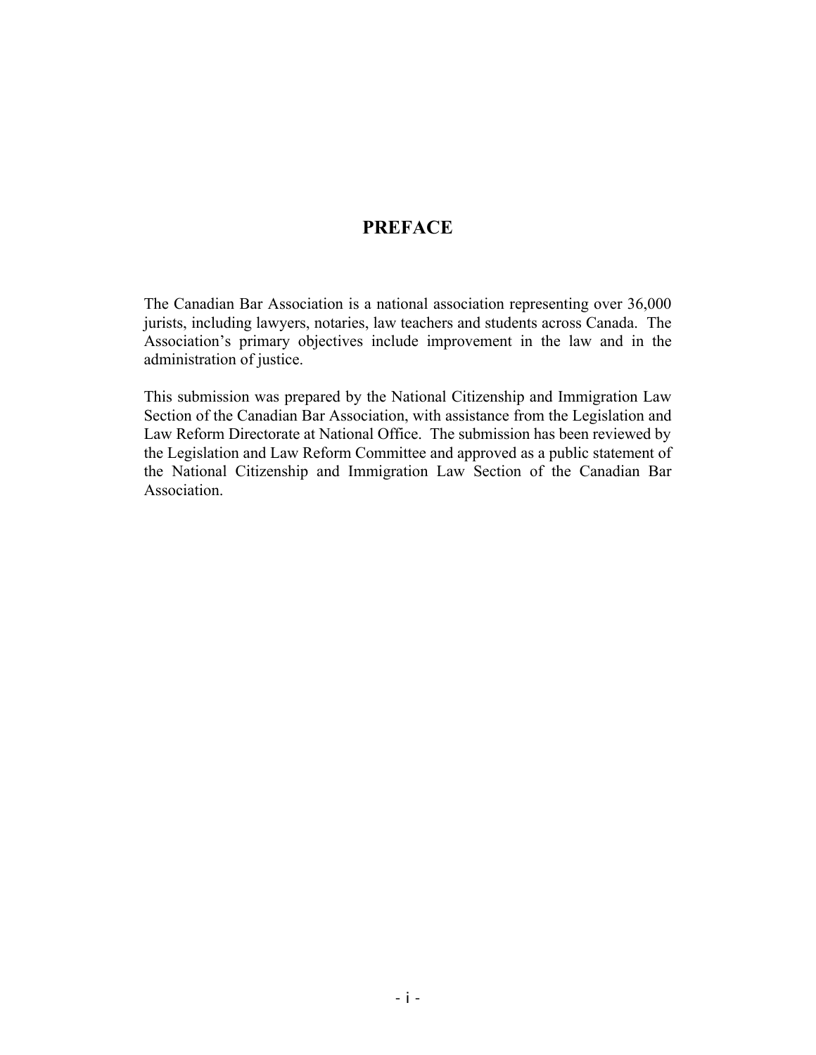# PREFACE

The Canadian Bar Association is a national association representing over 36,000 jurists, including lawyers, notaries, law teachers and students across Canada. The Association's primary objectives include improvement in the law and in the administration of justice.

This submission was prepared by the National Citizenship and Immigration Law Section of the Canadian Bar Association, with assistance from the Legislation and Law Reform Directorate at National Office. The submission has been reviewed by the Legislation and Law Reform Committee and approved as a public statement of the National Citizenship and Immigration Law Section of the Canadian Bar Association.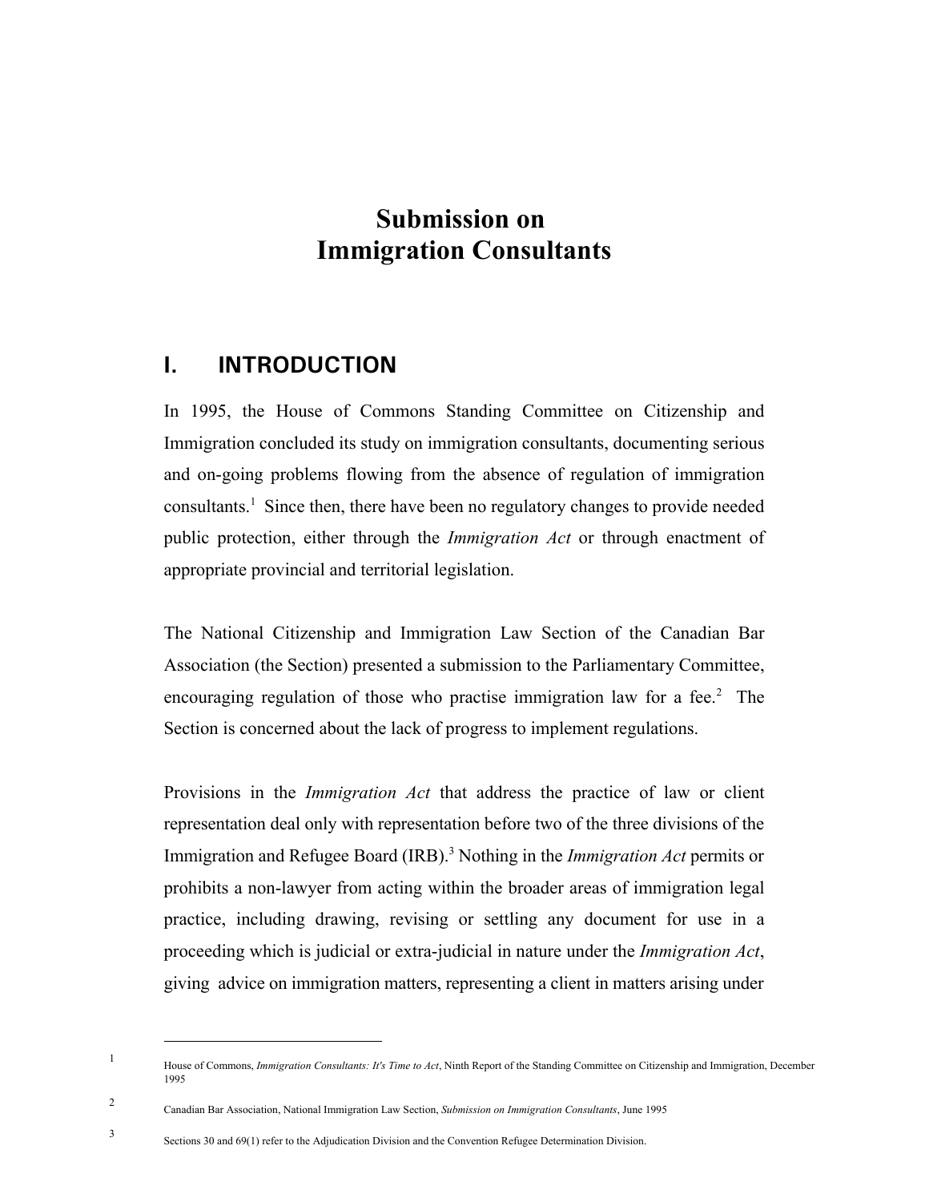# Submission on Immigration Consultants

## I. INTRODUCTION

In 1995, the House of Commons Standing Committee on Citizenship and Immigration concluded its study on immigration consultants, documenting serious and on-going problems flowing from the absence of regulation of immigration consultants.[1] Since then, there have been no regulatory changes to provide needed public protection, either through the *Immigration Act* or through enactment of appropriate provincial and territorial legislation.

The National Citizenship and Immigration Law Section of the Canadian Bar Association (the Section) presented a submission to the Parliamentary Committee, encouraging regulation of those who practise immigration law for a fee.[2] The Section is concerned about the lack of progress to implement regulations.

Provisions in the *Immigration Act* that address the practice of law or client representation deal only with representation before two of the three divisions of the Immigration and Refugee Board (IRB).[3] Nothing in the *Immigration Act* permits or prohibits a non-lawyer from acting within the broader areas of immigration legal practice, including drawing, revising or settling any document for use in a proceeding which is judicial or extra-judicial in nature under the *Immigration Act*, giving advice on immigration matters, representing a client in matters arising under

---

[1] House of Commons, *Immigration Consultants: It's Time to Act*, Ninth Report of the Standing Committee on Citizenship and Immigration, December 1995

[2] Canadian Bar Association, National Immigration Law Section, *Submission on Immigration Consultants*, June 1995

[3] Sections 30 and 69(1) refer to the Adjudication Division and the Convention Refugee Determination Division.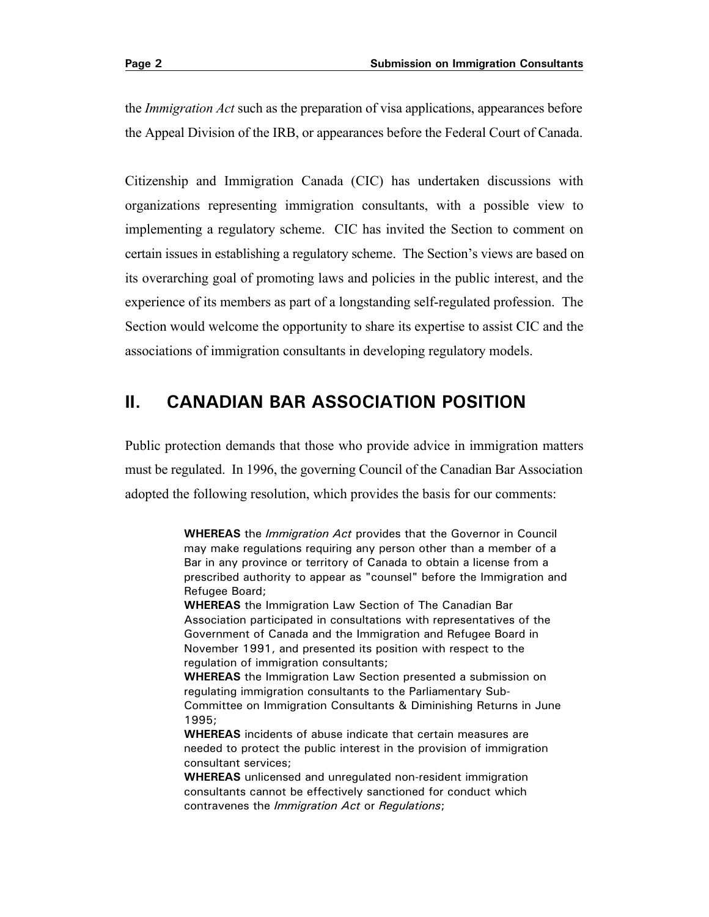the *Immigration Act* such as the preparation of visa applications, appearances before the Appeal Division of the IRB, or appearances before the Federal Court of Canada.

Citizenship and Immigration Canada (CIC) has undertaken discussions with organizations representing immigration consultants, with a possible view to implementing a regulatory scheme. CIC has invited the Section to comment on certain issues in establishing a regulatory scheme. The Section's views are based on its overarching goal of promoting laws and policies in the public interest, and the experience of its members as part of a longstanding self-regulated profession. The Section would welcome the opportunity to share its expertise to assist CIC and the associations of immigration consultants in developing regulatory models.

## II. CANADIAN BAR ASSOCIATION POSITION

Public protection demands that those who provide advice in immigration matters must be regulated. In 1996, the governing Council of the Canadian Bar Association adopted the following resolution, which provides the basis for our comments:

> **WHEREAS** the *Immigration Act* provides that the Governor in Council may make regulations requiring any person other than a member of a Bar in any province or territory of Canada to obtain a license from a prescribed authority to appear as "counsel" before the Immigration and Refugee Board;
> **WHEREAS** the Immigration Law Section of The Canadian Bar Association participated in consultations with representatives of the Government of Canada and the Immigration and Refugee Board in November 1991, and presented its position with respect to the regulation of immigration consultants;
> **WHEREAS** the Immigration Law Section presented a submission on regulating immigration consultants to the Parliamentary Sub-Committee on Immigration Consultants & Diminishing Returns in June 1995;
> **WHEREAS** incidents of abuse indicate that certain measures are needed to protect the public interest in the provision of immigration consultant services;
> **WHEREAS** unlicensed and unregulated non-resident immigration consultants cannot be effectively sanctioned for conduct which contravenes the *Immigration Act* or *Regulations*;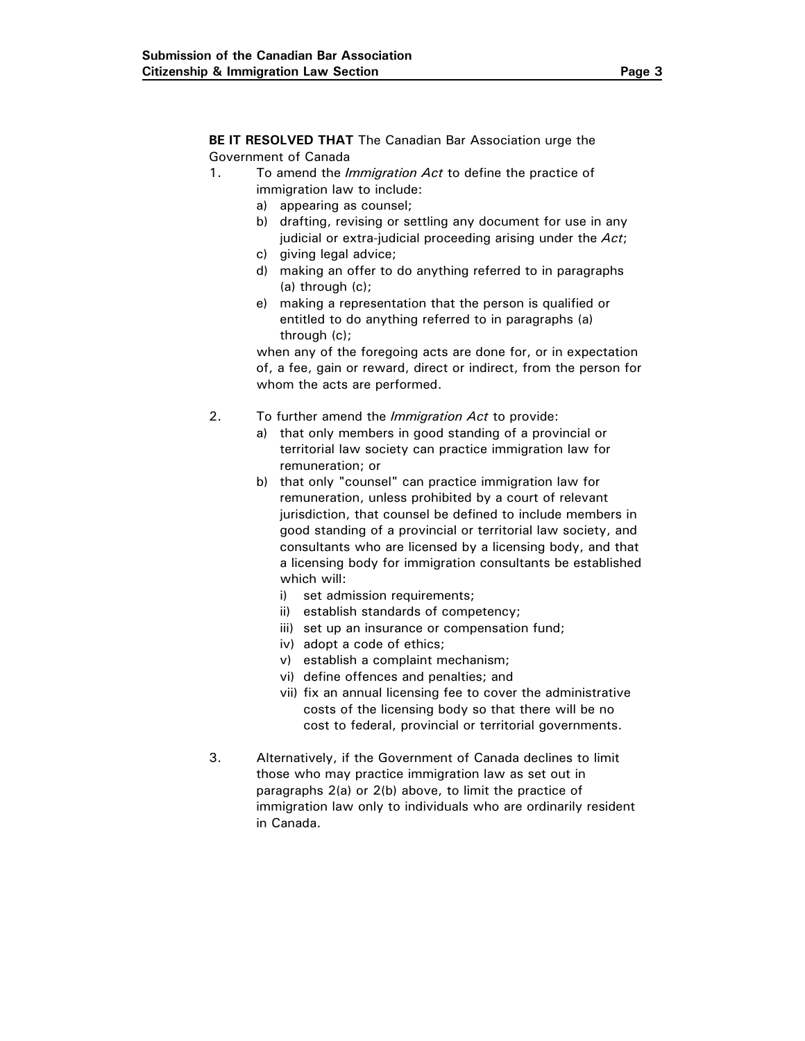**BE IT RESOLVED THAT** The Canadian Bar Association urge the Government of Canada

1. To amend the *Immigration Act* to define the practice of immigration law to include:
   a) appearing as counsel;
   b) drafting, revising or settling any document for use in any judicial or extra-judicial proceeding arising under the *Act*;
   c) giving legal advice;
   d) making an offer to do anything referred to in paragraphs (a) through (c);
   e) making a representation that the person is qualified or entitled to do anything referred to in paragraphs (a) through (c);

   when any of the foregoing acts are done for, or in expectation of, a fee, gain or reward, direct or indirect, from the person for whom the acts are performed.

2. To further amend the *Immigration Act* to provide:
   a) that only members in good standing of a provincial or territorial law society can practice immigration law for remuneration; or
   b) that only "counsel" can practice immigration law for remuneration, unless prohibited by a court of relevant jurisdiction, that counsel be defined to include members in good standing of a provincial or territorial law society, and consultants who are licensed by a licensing body, and that a licensing body for immigration consultants be established which will:
      i) set admission requirements;
      ii) establish standards of competency;
      iii) set up an insurance or compensation fund;
      iv) adopt a code of ethics;
      v) establish a complaint mechanism;
      vi) define offences and penalties; and
      vii) fix an annual licensing fee to cover the administrative costs of the licensing body so that there will be no cost to federal, provincial or territorial governments.

3. Alternatively, if the Government of Canada declines to limit those who may practice immigration law as set out in paragraphs 2(a) or 2(b) above, to limit the practice of immigration law only to individuals who are ordinarily resident in Canada.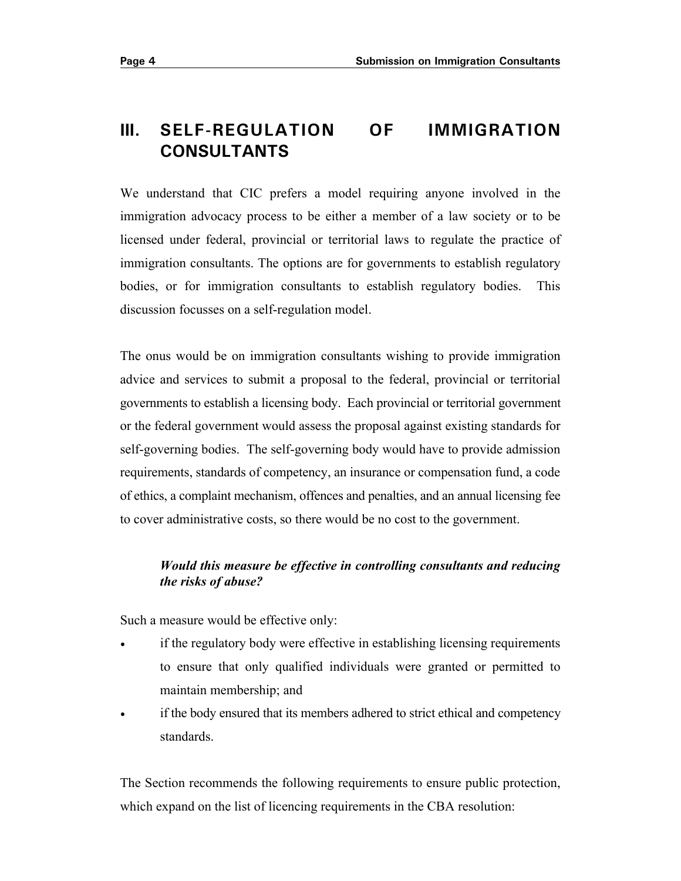# III. SELF-REGULATION OF IMMIGRATION CONSULTANTS

We understand that CIC prefers a model requiring anyone involved in the immigration advocacy process to be either a member of a law society or to be licensed under federal, provincial or territorial laws to regulate the practice of immigration consultants. The options are for governments to establish regulatory bodies, or for immigration consultants to establish regulatory bodies. This discussion focusses on a self-regulation model.

The onus would be on immigration consultants wishing to provide immigration advice and services to submit a proposal to the federal, provincial or territorial governments to establish a licensing body. Each provincial or territorial government or the federal government would assess the proposal against existing standards for self-governing bodies. The self-governing body would have to provide admission requirements, standards of competency, an insurance or compensation fund, a code of ethics, a complaint mechanism, offences and penalties, and an annual licensing fee to cover administrative costs, so there would be no cost to the government.

> ***Would this measure be effective in controlling consultants and reducing the risks of abuse?***

Such a measure would be effective only:

- if the regulatory body were effective in establishing licensing requirements to ensure that only qualified individuals were granted or permitted to maintain membership; and
- if the body ensured that its members adhered to strict ethical and competency standards.

The Section recommends the following requirements to ensure public protection, which expand on the list of licencing requirements in the CBA resolution: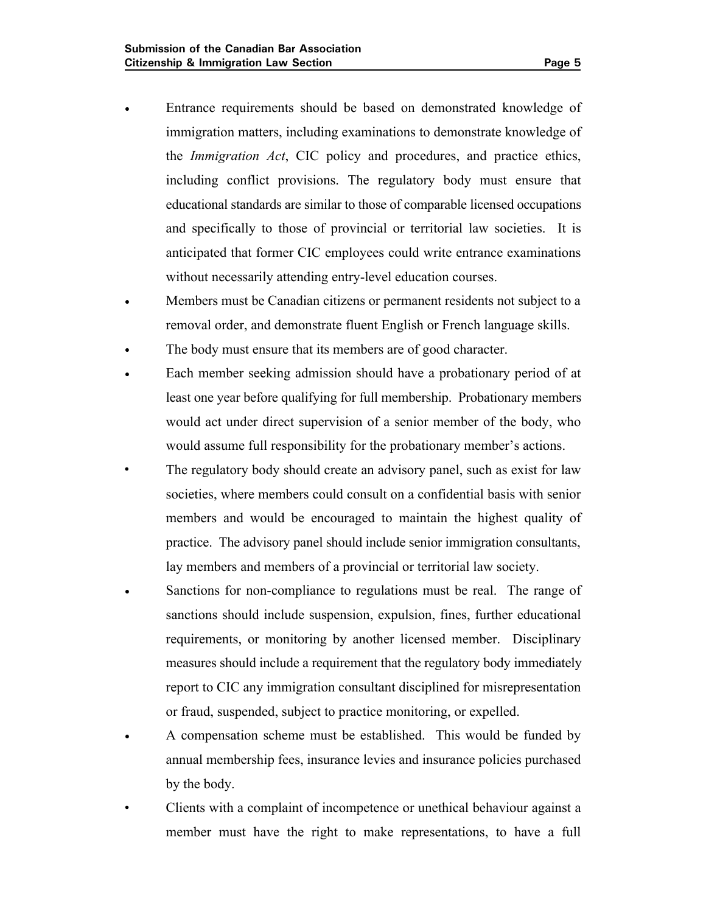- Entrance requirements should be based on demonstrated knowledge of immigration matters, including examinations to demonstrate knowledge of the *Immigration Act*, CIC policy and procedures, and practice ethics, including conflict provisions. The regulatory body must ensure that educational standards are similar to those of comparable licensed occupations and specifically to those of provincial or territorial law societies. It is anticipated that former CIC employees could write entrance examinations without necessarily attending entry-level education courses.
- Members must be Canadian citizens or permanent residents not subject to a removal order, and demonstrate fluent English or French language skills.
- The body must ensure that its members are of good character.
- Each member seeking admission should have a probationary period of at least one year before qualifying for full membership. Probationary members would act under direct supervision of a senior member of the body, who would assume full responsibility for the probationary member's actions.
- The regulatory body should create an advisory panel, such as exist for law societies, where members could consult on a confidential basis with senior members and would be encouraged to maintain the highest quality of practice. The advisory panel should include senior immigration consultants, lay members and members of a provincial or territorial law society.
- Sanctions for non-compliance to regulations must be real. The range of sanctions should include suspension, expulsion, fines, further educational requirements, or monitoring by another licensed member. Disciplinary measures should include a requirement that the regulatory body immediately report to CIC any immigration consultant disciplined for misrepresentation or fraud, suspended, subject to practice monitoring, or expelled.
- A compensation scheme must be established. This would be funded by annual membership fees, insurance levies and insurance policies purchased by the body.
- Clients with a complaint of incompetence or unethical behaviour against a member must have the right to make representations, to have a full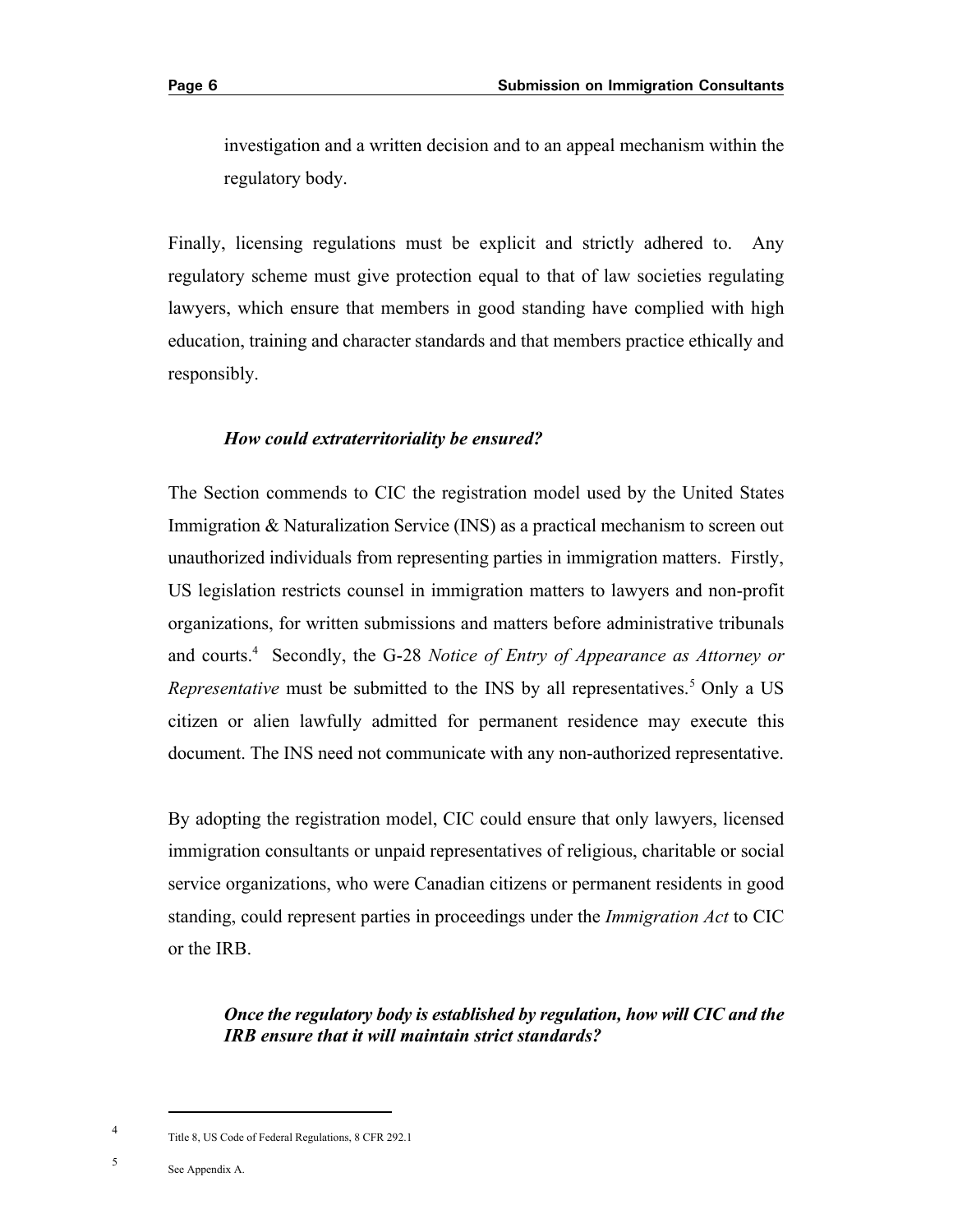investigation and a written decision and to an appeal mechanism within the regulatory body.

Finally, licensing regulations must be explicit and strictly adhered to. Any regulatory scheme must give protection equal to that of law societies regulating lawyers, which ensure that members in good standing have complied with high education, training and character standards and that members practice ethically and responsibly.

***How could extraterritoriality be ensured?***

The Section commends to CIC the registration model used by the United States Immigration & Naturalization Service (INS) as a practical mechanism to screen out unauthorized individuals from representing parties in immigration matters. Firstly, US legislation restricts counsel in immigration matters to lawyers and non-profit organizations, for written submissions and matters before administrative tribunals and courts.[4] Secondly, the G-28 *Notice of Entry of Appearance as Attorney or Representative* must be submitted to the INS by all representatives.[5] Only a US citizen or alien lawfully admitted for permanent residence may execute this document. The INS need not communicate with any non-authorized representative.

By adopting the registration model, CIC could ensure that only lawyers, licensed immigration consultants or unpaid representatives of religious, charitable or social service organizations, who were Canadian citizens or permanent residents in good standing, could represent parties in proceedings under the *Immigration Act* to CIC or the IRB.

***Once the regulatory body is established by regulation, how will CIC and the IRB ensure that it will maintain strict standards?***

---

[4] Title 8, US Code of Federal Regulations, 8 CFR 292.1

[5] See Appendix A.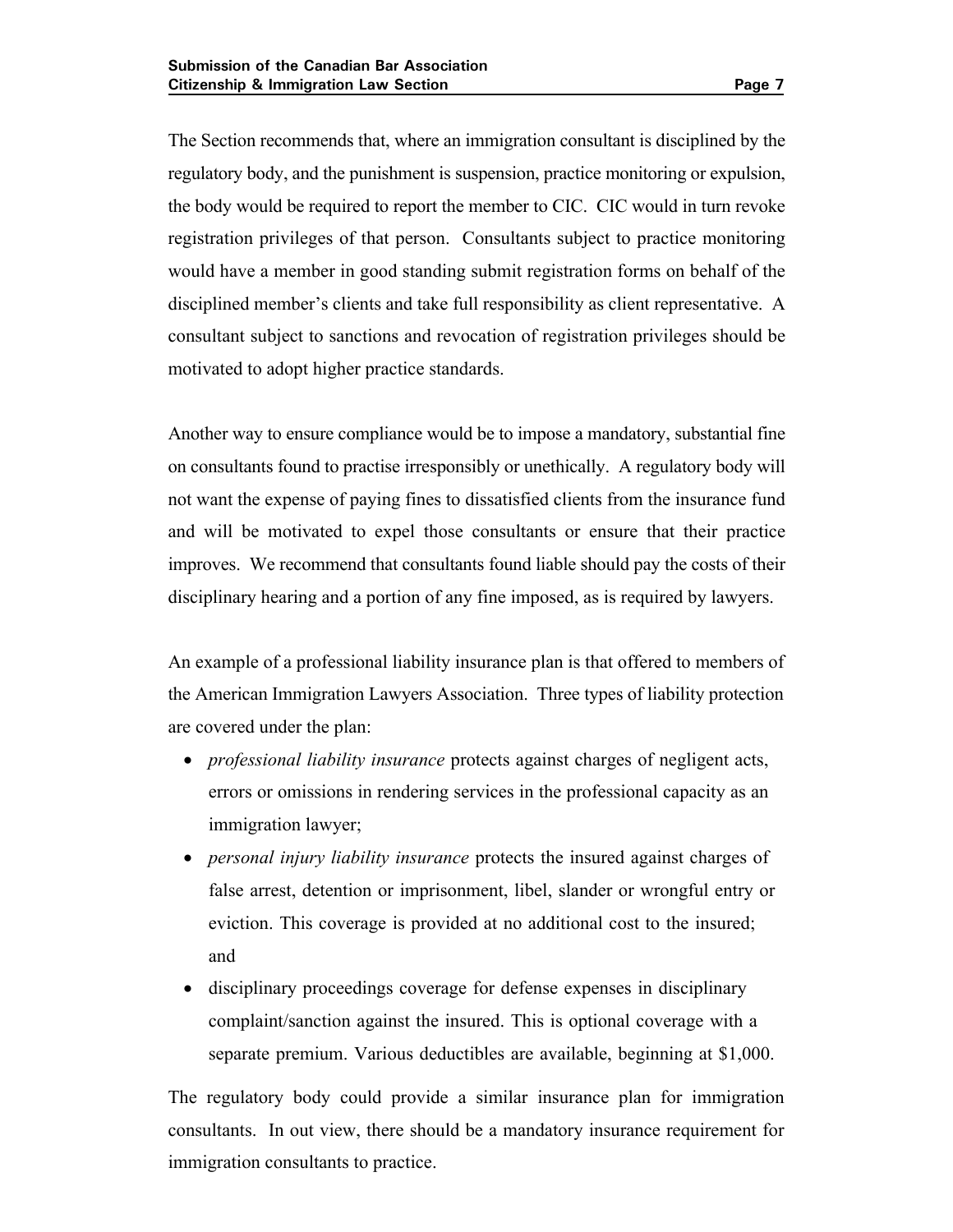The Section recommends that, where an immigration consultant is disciplined by the regulatory body, and the punishment is suspension, practice monitoring or expulsion, the body would be required to report the member to CIC. CIC would in turn revoke registration privileges of that person. Consultants subject to practice monitoring would have a member in good standing submit registration forms on behalf of the disciplined member's clients and take full responsibility as client representative. A consultant subject to sanctions and revocation of registration privileges should be motivated to adopt higher practice standards.

Another way to ensure compliance would be to impose a mandatory, substantial fine on consultants found to practise irresponsibly or unethically. A regulatory body will not want the expense of paying fines to dissatisfied clients from the insurance fund and will be motivated to expel those consultants or ensure that their practice improves. We recommend that consultants found liable should pay the costs of their disciplinary hearing and a portion of any fine imposed, as is required by lawyers.

An example of a professional liability insurance plan is that offered to members of the American Immigration Lawyers Association. Three types of liability protection are covered under the plan:

- *professional liability insurance* protects against charges of negligent acts, errors or omissions in rendering services in the professional capacity as an immigration lawyer;
- *personal injury liability insurance* protects the insured against charges of false arrest, detention or imprisonment, libel, slander or wrongful entry or eviction. This coverage is provided at no additional cost to the insured; and
- disciplinary proceedings coverage for defense expenses in disciplinary complaint/sanction against the insured. This is optional coverage with a separate premium. Various deductibles are available, beginning at $1,000.

The regulatory body could provide a similar insurance plan for immigration consultants. In out view, there should be a mandatory insurance requirement for immigration consultants to practice.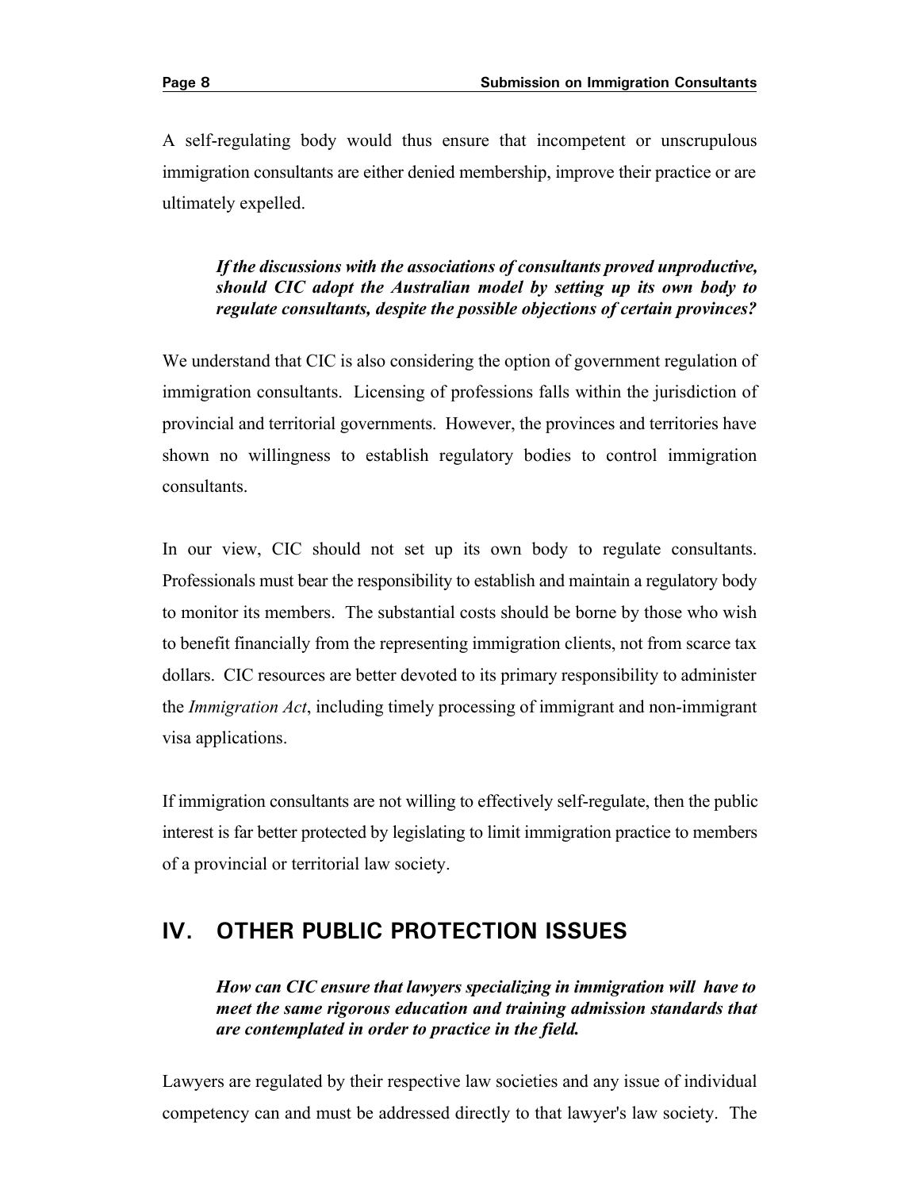A self-regulating body would thus ensure that incompetent or unscrupulous immigration consultants are either denied membership, improve their practice or are ultimately expelled.

> ***If the discussions with the associations of consultants proved unproductive, should CIC adopt the Australian model by setting up its own body to regulate consultants, despite the possible objections of certain provinces?***

We understand that CIC is also considering the option of government regulation of immigration consultants. Licensing of professions falls within the jurisdiction of provincial and territorial governments. However, the provinces and territories have shown no willingness to establish regulatory bodies to control immigration consultants.

In our view, CIC should not set up its own body to regulate consultants. Professionals must bear the responsibility to establish and maintain a regulatory body to monitor its members. The substantial costs should be borne by those who wish to benefit financially from the representing immigration clients, not from scarce tax dollars. CIC resources are better devoted to its primary responsibility to administer the *Immigration Act*, including timely processing of immigrant and non-immigrant visa applications.

If immigration consultants are not willing to effectively self-regulate, then the public interest is far better protected by legislating to limit immigration practice to members of a provincial or territorial law society.

## IV. OTHER PUBLIC PROTECTION ISSUES

> ***How can CIC ensure that lawyers specializing in immigration will have to meet the same rigorous education and training admission standards that are contemplated in order to practice in the field.***

Lawyers are regulated by their respective law societies and any issue of individual competency can and must be addressed directly to that lawyer's law society. The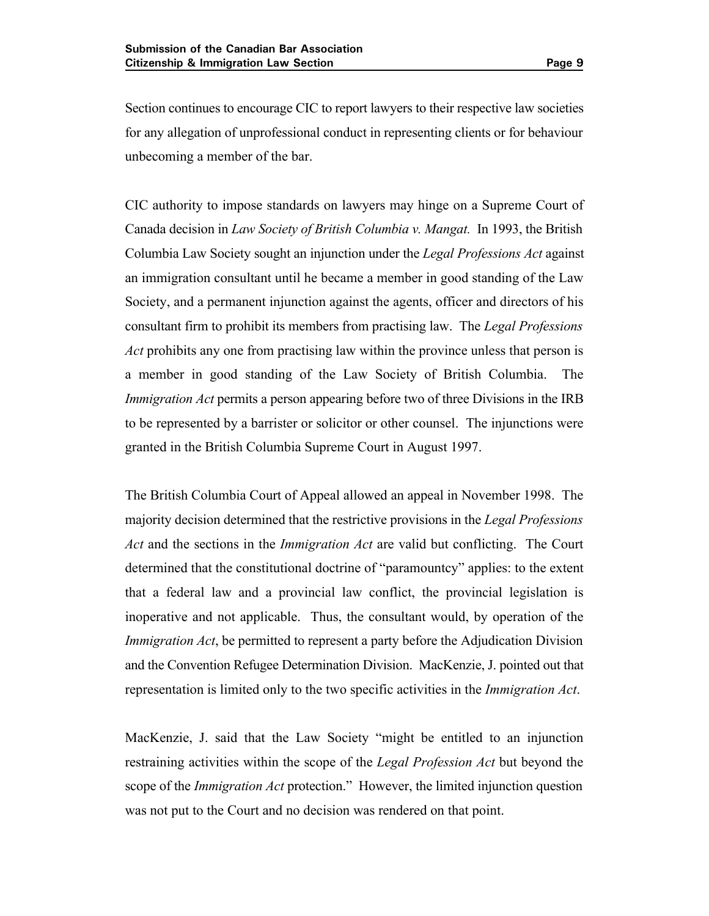Section continues to encourage CIC to report lawyers to their respective law societies for any allegation of unprofessional conduct in representing clients or for behaviour unbecoming a member of the bar.

CIC authority to impose standards on lawyers may hinge on a Supreme Court of Canada decision in *Law Society of British Columbia v. Mangat.* In 1993, the British Columbia Law Society sought an injunction under the *Legal Professions Act* against an immigration consultant until he became a member in good standing of the Law Society, and a permanent injunction against the agents, officer and directors of his consultant firm to prohibit its members from practising law. The *Legal Professions Act* prohibits any one from practising law within the province unless that person is a member in good standing of the Law Society of British Columbia. The *Immigration Act* permits a person appearing before two of three Divisions in the IRB to be represented by a barrister or solicitor or other counsel. The injunctions were granted in the British Columbia Supreme Court in August 1997.

The British Columbia Court of Appeal allowed an appeal in November 1998. The majority decision determined that the restrictive provisions in the *Legal Professions Act* and the sections in the *Immigration Act* are valid but conflicting. The Court determined that the constitutional doctrine of "paramountcy" applies: to the extent that a federal law and a provincial law conflict, the provincial legislation is inoperative and not applicable. Thus, the consultant would, by operation of the *Immigration Act*, be permitted to represent a party before the Adjudication Division and the Convention Refugee Determination Division. MacKenzie, J. pointed out that representation is limited only to the two specific activities in the *Immigration Act*.

MacKenzie, J. said that the Law Society "might be entitled to an injunction restraining activities within the scope of the *Legal Profession Act* but beyond the scope of the *Immigration Act* protection." However, the limited injunction question was not put to the Court and no decision was rendered on that point.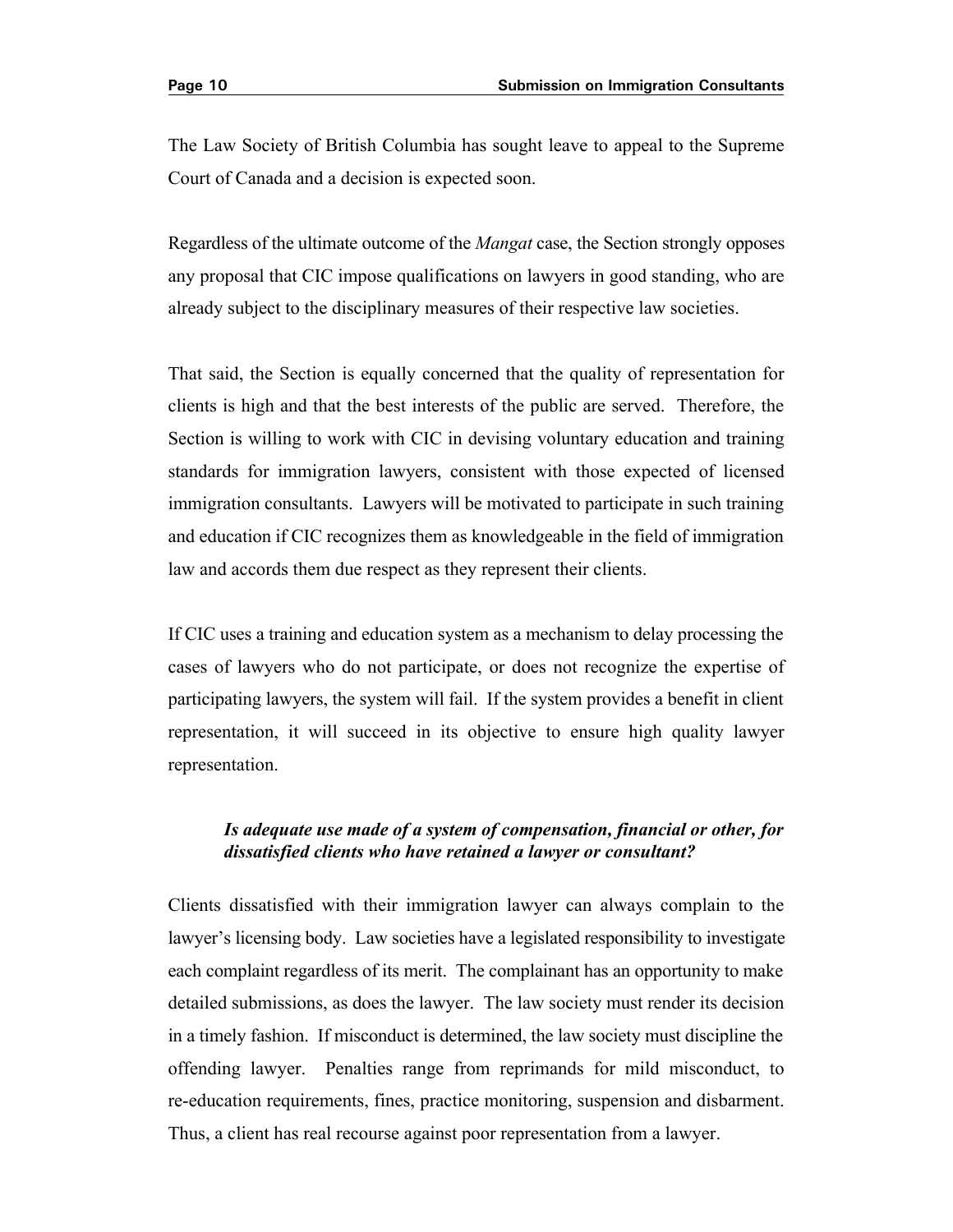The Law Society of British Columbia has sought leave to appeal to the Supreme Court of Canada and a decision is expected soon.

Regardless of the ultimate outcome of the *Mangat* case, the Section strongly opposes any proposal that CIC impose qualifications on lawyers in good standing, who are already subject to the disciplinary measures of their respective law societies.

That said, the Section is equally concerned that the quality of representation for clients is high and that the best interests of the public are served. Therefore, the Section is willing to work with CIC in devising voluntary education and training standards for immigration lawyers, consistent with those expected of licensed immigration consultants. Lawyers will be motivated to participate in such training and education if CIC recognizes them as knowledgeable in the field of immigration law and accords them due respect as they represent their clients.

If CIC uses a training and education system as a mechanism to delay processing the cases of lawyers who do not participate, or does not recognize the expertise of participating lawyers, the system will fail. If the system provides a benefit in client representation, it will succeed in its objective to ensure high quality lawyer representation.

> ***Is adequate use made of a system of compensation, financial or other, for dissatisfied clients who have retained a lawyer or consultant?***

Clients dissatisfied with their immigration lawyer can always complain to the lawyer's licensing body. Law societies have a legislated responsibility to investigate each complaint regardless of its merit. The complainant has an opportunity to make detailed submissions, as does the lawyer. The law society must render its decision in a timely fashion. If misconduct is determined, the law society must discipline the offending lawyer. Penalties range from reprimands for mild misconduct, to re-education requirements, fines, practice monitoring, suspension and disbarment. Thus, a client has real recourse against poor representation from a lawyer.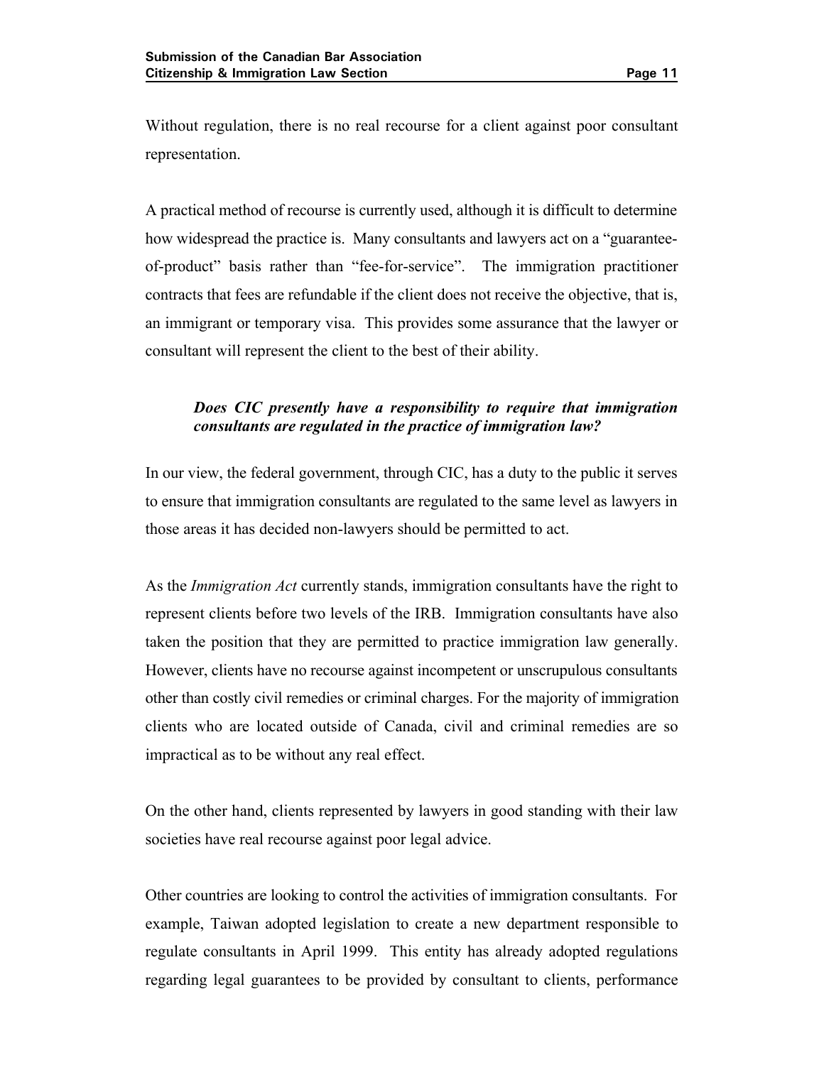Without regulation, there is no real recourse for a client against poor consultant representation.

A practical method of recourse is currently used, although it is difficult to determine how widespread the practice is. Many consultants and lawyers act on a "guarantee-of-product" basis rather than "fee-for-service". The immigration practitioner contracts that fees are refundable if the client does not receive the objective, that is, an immigrant or temporary visa. This provides some assurance that the lawyer or consultant will represent the client to the best of their ability.

> ***Does CIC presently have a responsibility to require that immigration consultants are regulated in the practice of immigration law?***

In our view, the federal government, through CIC, has a duty to the public it serves to ensure that immigration consultants are regulated to the same level as lawyers in those areas it has decided non-lawyers should be permitted to act.

As the *Immigration Act* currently stands, immigration consultants have the right to represent clients before two levels of the IRB. Immigration consultants have also taken the position that they are permitted to practice immigration law generally. However, clients have no recourse against incompetent or unscrupulous consultants other than costly civil remedies or criminal charges. For the majority of immigration clients who are located outside of Canada, civil and criminal remedies are so impractical as to be without any real effect.

On the other hand, clients represented by lawyers in good standing with their law societies have real recourse against poor legal advice.

Other countries are looking to control the activities of immigration consultants. For example, Taiwan adopted legislation to create a new department responsible to regulate consultants in April 1999. This entity has already adopted regulations regarding legal guarantees to be provided by consultant to clients, performance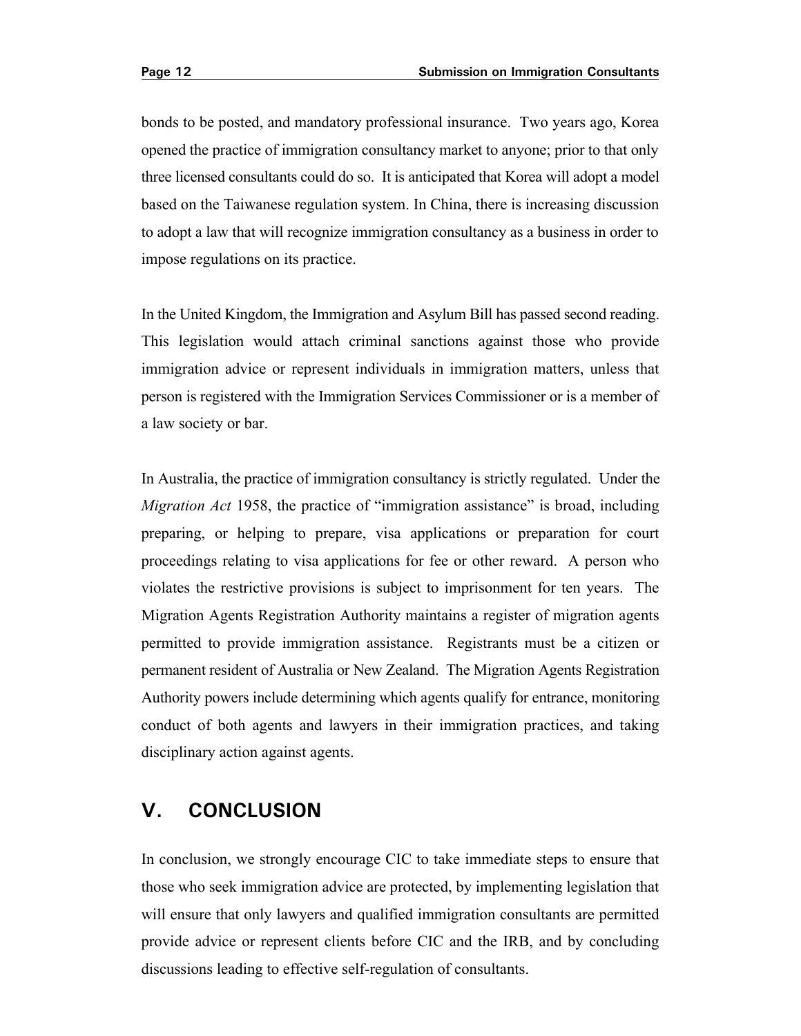bonds to be posted, and mandatory professional insurance. Two years ago, Korea opened the practice of immigration consultancy market to anyone; prior to that only three licensed consultants could do so. It is anticipated that Korea will adopt a model based on the Taiwanese regulation system. In China, there is increasing discussion to adopt a law that will recognize immigration consultancy as a business in order to impose regulations on its practice.

In the United Kingdom, the Immigration and Asylum Bill has passed second reading. This legislation would attach criminal sanctions against those who provide immigration advice or represent individuals in immigration matters, unless that person is registered with the Immigration Services Commissioner or is a member of a law society or bar.

In Australia, the practice of immigration consultancy is strictly regulated. Under the *Migration Act* 1958, the practice of "immigration assistance" is broad, including preparing, or helping to prepare, visa applications or preparation for court proceedings relating to visa applications for fee or other reward. A person who violates the restrictive provisions is subject to imprisonment for ten years. The Migration Agents Registration Authority maintains a register of migration agents permitted to provide immigration assistance. Registrants must be a citizen or permanent resident of Australia or New Zealand. The Migration Agents Registration Authority powers include determining which agents qualify for entrance, monitoring conduct of both agents and lawyers in their immigration practices, and taking disciplinary action against agents.

## V. CONCLUSION

In conclusion, we strongly encourage CIC to take immediate steps to ensure that those who seek immigration advice are protected, by implementing legislation that will ensure that only lawyers and qualified immigration consultants are permitted provide advice or represent clients before CIC and the IRB, and by concluding discussions leading to effective self-regulation of consultants.